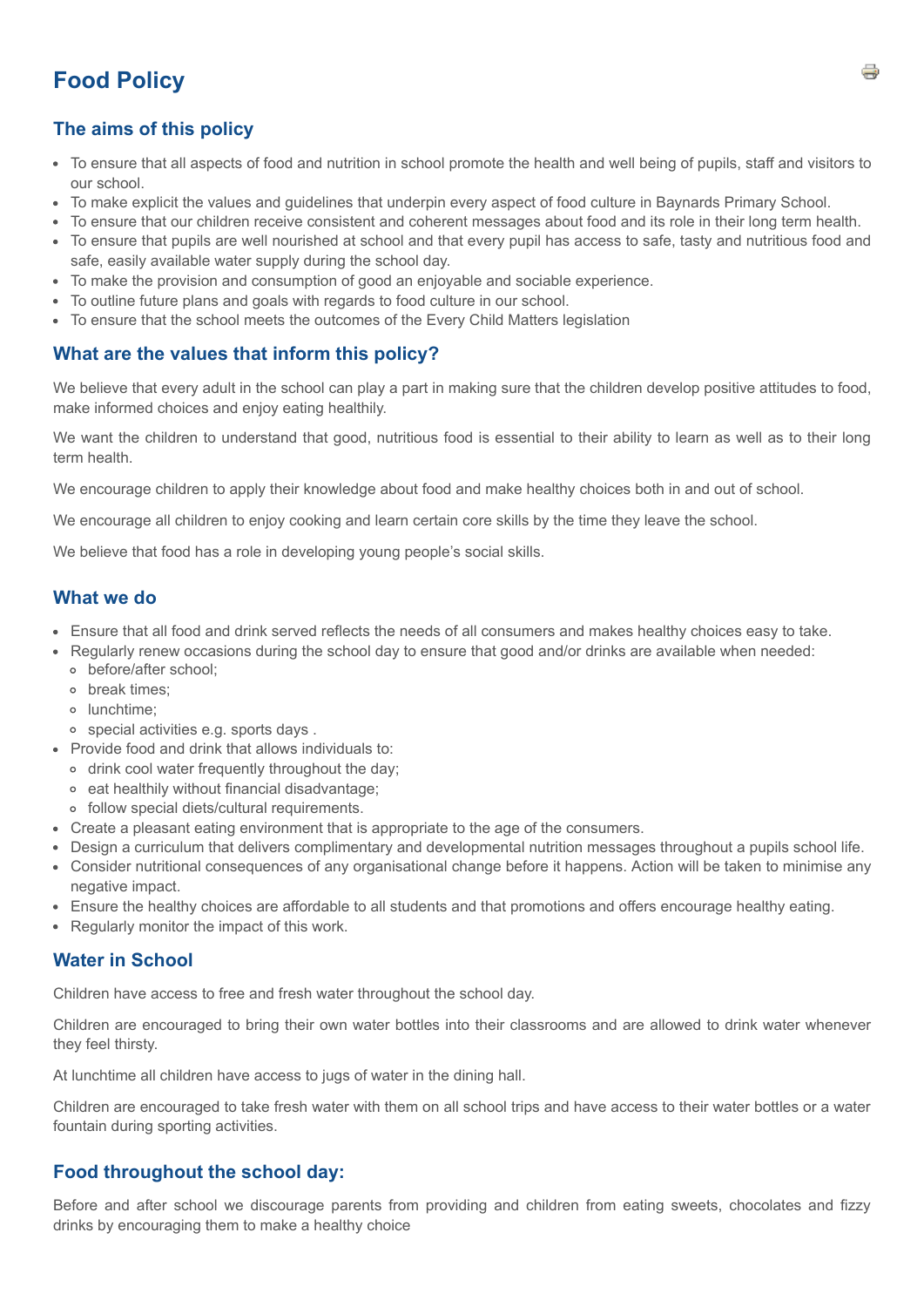# Food Policy

## The aims of this policy

- To ensure that all aspects of food and nutrition in school promote the health and well being of pupils, staff and visitors to our school.
- To make explicit the values and guidelines that underpin every aspect of food culture in Baynards Primary School.
- To ensure that our children receive consistent and coherent messages about food and its role in their long term health.
- To ensure that pupils are well nourished at school and that every pupil has access to safe, tasty and nutritious food and safe, easily available water supply during the school day.
- To make the provision and consumption of good an enjoyable and sociable experience.
- To outline future plans and goals with regards to food culture in our school.
- To ensure that the school meets the outcomes of the Every Child Matters legislation

## What are the values that inform this policy?

We believe that every adult in the school can play a part in making sure that the children develop positive attitudes to food, make informed choices and enjoy eating healthily.

We want the children to understand that good, nutritious food is essential to their ability to learn as well as to their long term health.

We encourage children to apply their knowledge about food and make healthy choices both in and out of school.

We encourage all children to enjoy cooking and learn certain core skills by the time they leave the school.

We believe that food has a role in developing young people's social skills.

## What we do

- Ensure that all food and drink served reflects the needs of all consumers and makes healthy choices easy to take.
- Regularly renew occasions during the school day to ensure that good and/or drinks are available when needed:
  - before/after school;
  - break times;
  - lunchtime;
  - special activities e.g. sports days .
- Provide food and drink that allows individuals to:
  - drink cool water frequently throughout the day;
  - eat healthily without financial disadvantage;
  - follow special diets/cultural requirements.
- Create a pleasant eating environment that is appropriate to the age of the consumers.
- Design a curriculum that delivers complimentary and developmental nutrition messages throughout a pupils school life.
- Consider nutritional consequences of any organisational change before it happens. Action will be taken to minimise any negative impact.
- Ensure the healthy choices are affordable to all students and that promotions and offers encourage healthy eating.
- Regularly monitor the impact of this work.

## Water in School

Children have access to free and fresh water throughout the school day.

Children are encouraged to bring their own water bottles into their classrooms and are allowed to drink water whenever they feel thirsty.

At lunchtime all children have access to jugs of water in the dining hall.

Children are encouraged to take fresh water with them on all school trips and have access to their water bottles or a water fountain during sporting activities.

## Food throughout the school day:

Before and after school we discourage parents from providing and children from eating sweets, chocolates and fizzy drinks by encouraging them to make a healthy choice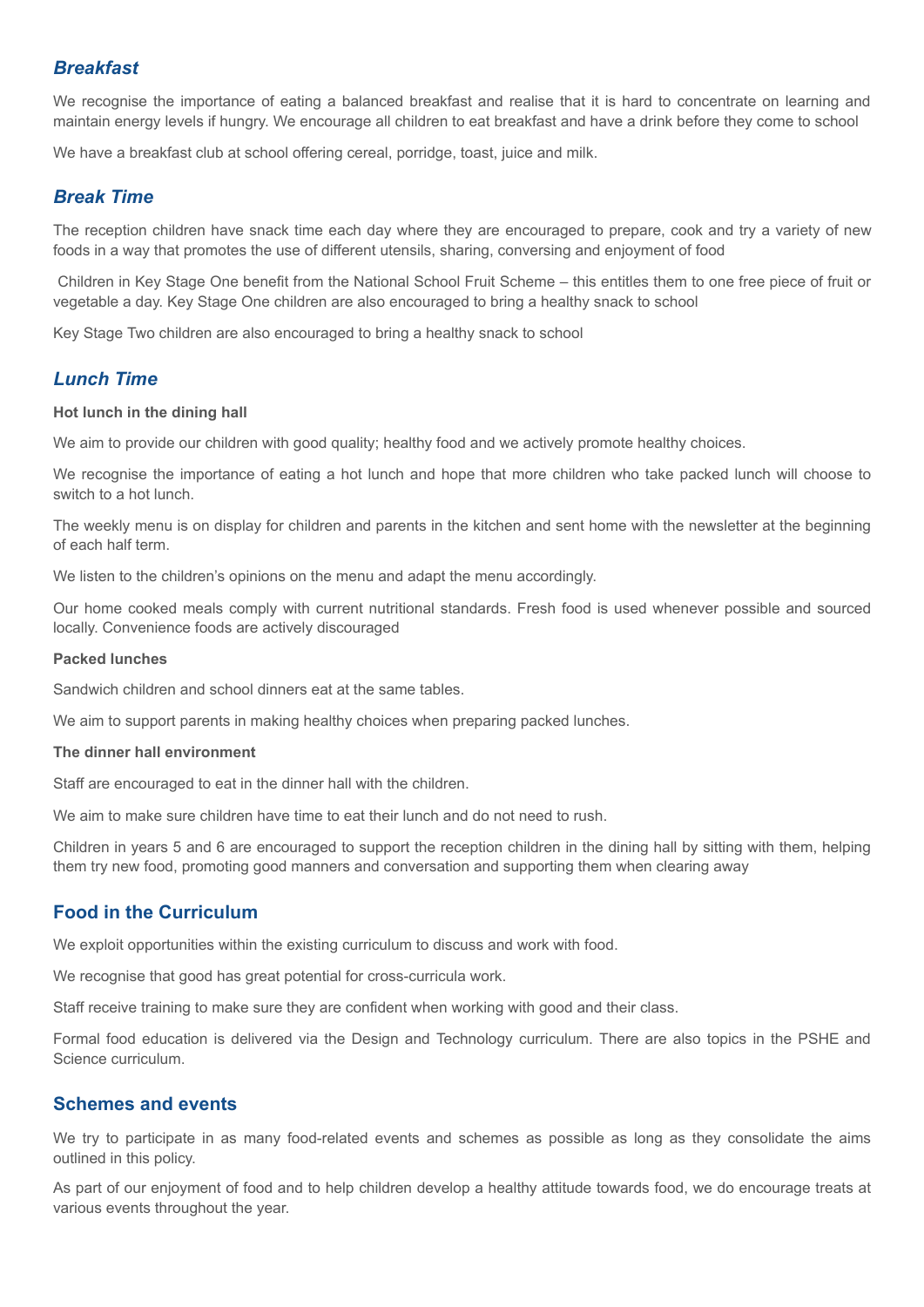### *Breakfast*

We recognise the importance of eating a balanced breakfast and realise that it is hard to concentrate on learning and maintain energy levels if hungry. We encourage all children to eat breakfast and have a drink before they come to school

We have a breakfast club at school offering cereal, porridge, toast, juice and milk.

### *Break Time*

The reception children have snack time each day where they are encouraged to prepare, cook and try a variety of new foods in a way that promotes the use of different utensils, sharing, conversing and enjoyment of food

Children in Key Stage One benefit from the National School Fruit Scheme – this entitles them to one free piece of fruit or vegetable a day. Key Stage One children are also encouraged to bring a healthy snack to school

Key Stage Two children are also encouraged to bring a healthy snack to school

### *Lunch Time*

**Hot lunch in the dining hall**

We aim to provide our children with good quality; healthy food and we actively promote healthy choices.

We recognise the importance of eating a hot lunch and hope that more children who take packed lunch will choose to switch to a hot lunch.

The weekly menu is on display for children and parents in the kitchen and sent home with the newsletter at the beginning of each half term.

We listen to the children's opinions on the menu and adapt the menu accordingly.

Our home cooked meals comply with current nutritional standards. Fresh food is used whenever possible and sourced locally. Convenience foods are actively discouraged

**Packed lunches**

Sandwich children and school dinners eat at the same tables.

We aim to support parents in making healthy choices when preparing packed lunches.

**The dinner hall environment**

Staff are encouraged to eat in the dinner hall with the children.

We aim to make sure children have time to eat their lunch and do not need to rush.

Children in years 5 and 6 are encouraged to support the reception children in the dining hall by sitting with them, helping them try new food, promoting good manners and conversation and supporting them when clearing away

### Food in the Curriculum

We exploit opportunities within the existing curriculum to discuss and work with food.

We recognise that good has great potential for cross-curricula work.

Staff receive training to make sure they are confident when working with good and their class.

Formal food education is delivered via the Design and Technology curriculum. There are also topics in the PSHE and Science curriculum.

### Schemes and events

We try to participate in as many food-related events and schemes as possible as long as they consolidate the aims outlined in this policy.

As part of our enjoyment of food and to help children develop a healthy attitude towards food, we do encourage treats at various events throughout the year.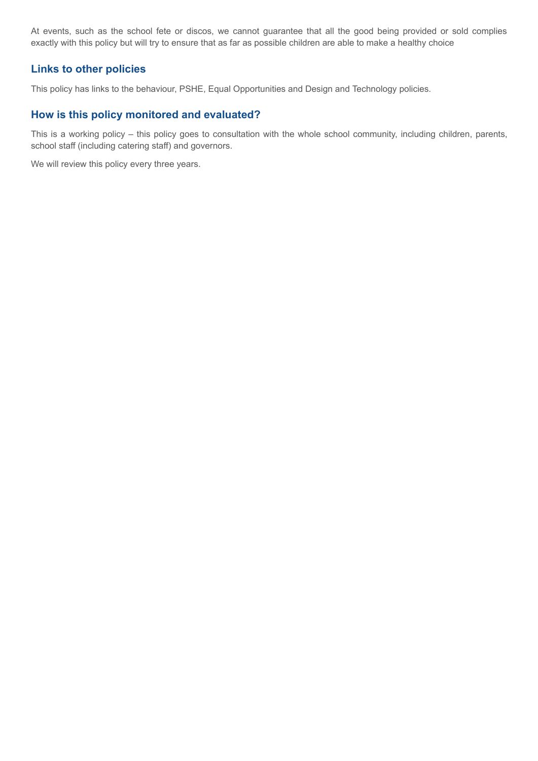At events, such as the school fete or discos, we cannot guarantee that all the good being provided or sold complies exactly with this policy but will try to ensure that as far as possible children are able to make a healthy choice

## Links to other policies

This policy has links to the behaviour, PSHE, Equal Opportunities and Design and Technology policies.

## How is this policy monitored and evaluated?

This is a working policy – this policy goes to consultation with the whole school community, including children, parents, school staff (including catering staff) and governors.

We will review this policy every three years.